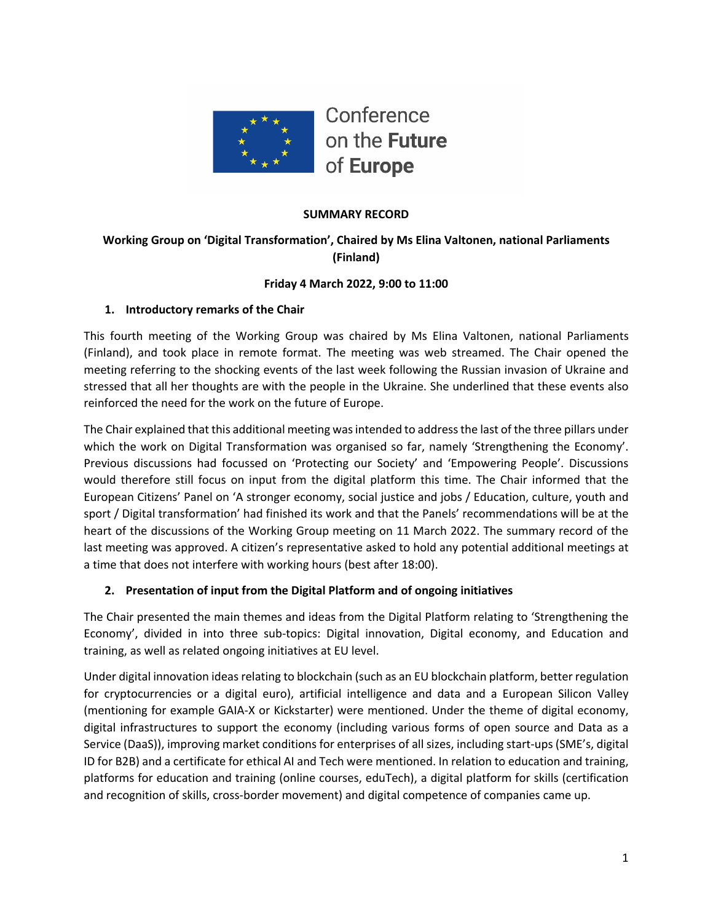Conference on the **Future** of **Europe**

**SUMMARY RECORD**

**Working Group on 'Digital Transformation', Chaired by Ms Elina Valtonen, national Parliaments (Finland)**

**Friday 4 March 2022, 9:00 to 11:00**

## 1. Introductory remarks of the Chair

This fourth meeting of the Working Group was chaired by Ms Elina Valtonen, national Parliaments (Finland), and took place in remote format. The meeting was web streamed. The Chair opened the meeting referring to the shocking events of the last week following the Russian invasion of Ukraine and stressed that all her thoughts are with the people in the Ukraine. She underlined that these events also reinforced the need for the work on the future of Europe.

The Chair explained that this additional meeting was intended to address the last of the three pillars under which the work on Digital Transformation was organised so far, namely 'Strengthening the Economy'. Previous discussions had focussed on 'Protecting our Society' and 'Empowering People'. Discussions would therefore still focus on input from the digital platform this time. The Chair informed that the European Citizens' Panel on 'A stronger economy, social justice and jobs / Education, culture, youth and sport / Digital transformation' had finished its work and that the Panels' recommendations will be at the heart of the discussions of the Working Group meeting on 11 March 2022. The summary record of the last meeting was approved. A citizen's representative asked to hold any potential additional meetings at a time that does not interfere with working hours (best after 18:00).

## 2. Presentation of input from the Digital Platform and of ongoing initiatives

The Chair presented the main themes and ideas from the Digital Platform relating to 'Strengthening the Economy', divided in into three sub-topics: Digital innovation, Digital economy, and Education and training, as well as related ongoing initiatives at EU level.

Under digital innovation ideas relating to blockchain (such as an EU blockchain platform, better regulation for cryptocurrencies or a digital euro), artificial intelligence and data and a European Silicon Valley (mentioning for example GAIA-X or Kickstarter) were mentioned. Under the theme of digital economy, digital infrastructures to support the economy (including various forms of open source and Data as a Service (DaaS)), improving market conditions for enterprises of all sizes, including start-ups (SME's, digital ID for B2B) and a certificate for ethical AI and Tech were mentioned. In relation to education and training, platforms for education and training (online courses, eduTech), a digital platform for skills (certification and recognition of skills, cross-border movement) and digital competence of companies came up.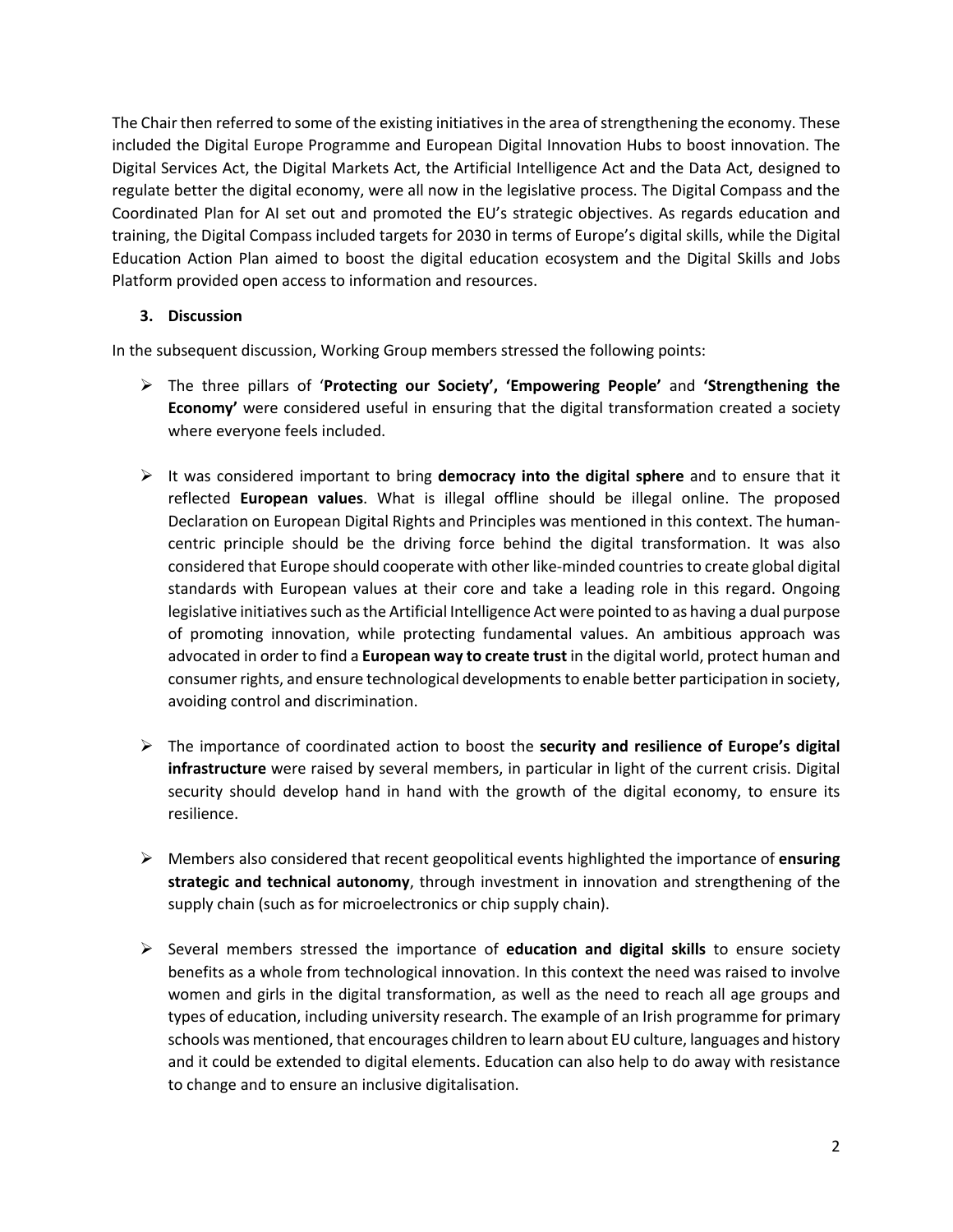The Chair then referred to some of the existing initiatives in the area of strengthening the economy. These included the Digital Europe Programme and European Digital Innovation Hubs to boost innovation. The Digital Services Act, the Digital Markets Act, the Artificial Intelligence Act and the Data Act, designed to regulate better the digital economy, were all now in the legislative process. The Digital Compass and the Coordinated Plan for AI set out and promoted the EU's strategic objectives. As regards education and training, the Digital Compass included targets for 2030 in terms of Europe's digital skills, while the Digital Education Action Plan aimed to boost the digital education ecosystem and the Digital Skills and Jobs Platform provided open access to information and resources.

## 3. Discussion

In the subsequent discussion, Working Group members stressed the following points:

- The three pillars of '**Protecting our Society', 'Empowering People'** and **'Strengthening the Economy'** were considered useful in ensuring that the digital transformation created a society where everyone feels included.

- It was considered important to bring **democracy into the digital sphere** and to ensure that it reflected **European values**. What is illegal offline should be illegal online. The proposed Declaration on European Digital Rights and Principles was mentioned in this context. The human-centric principle should be the driving force behind the digital transformation. It was also considered that Europe should cooperate with other like-minded countries to create global digital standards with European values at their core and take a leading role in this regard. Ongoing legislative initiatives such as the Artificial Intelligence Act were pointed to as having a dual purpose of promoting innovation, while protecting fundamental values. An ambitious approach was advocated in order to find a **European way to create trust** in the digital world, protect human and consumer rights, and ensure technological developments to enable better participation in society, avoiding control and discrimination.

- The importance of coordinated action to boost the **security and resilience of Europe's digital infrastructure** were raised by several members, in particular in light of the current crisis. Digital security should develop hand in hand with the growth of the digital economy, to ensure its resilience.

- Members also considered that recent geopolitical events highlighted the importance of **ensuring strategic and technical autonomy**, through investment in innovation and strengthening of the supply chain (such as for microelectronics or chip supply chain).

- Several members stressed the importance of **education and digital skills** to ensure society benefits as a whole from technological innovation. In this context the need was raised to involve women and girls in the digital transformation, as well as the need to reach all age groups and types of education, including university research. The example of an Irish programme for primary schools was mentioned, that encourages children to learn about EU culture, languages and history and it could be extended to digital elements. Education can also help to do away with resistance to change and to ensure an inclusive digitalisation.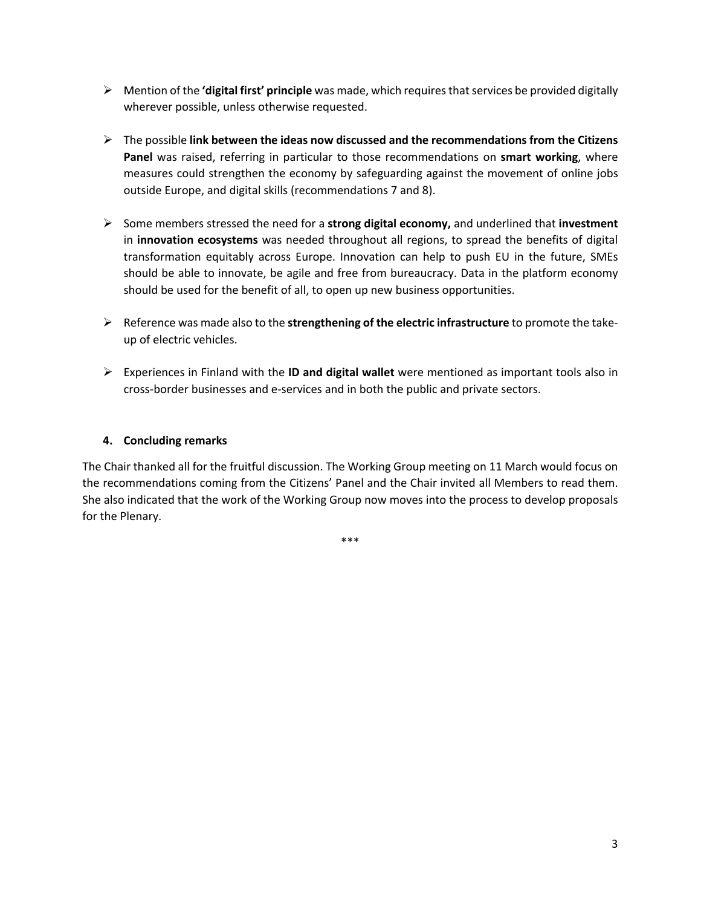- Mention of the **'digital first' principle** was made, which requires that services be provided digitally wherever possible, unless otherwise requested.

- The possible **link between the ideas now discussed and the recommendations from the Citizens Panel** was raised, referring in particular to those recommendations on **smart working**, where measures could strengthen the economy by safeguarding against the movement of online jobs outside Europe, and digital skills (recommendations 7 and 8).

- Some members stressed the need for a **strong digital economy,** and underlined that **investment** in **innovation ecosystems** was needed throughout all regions, to spread the benefits of digital transformation equitably across Europe. Innovation can help to push EU in the future, SMEs should be able to innovate, be agile and free from bureaucracy. Data in the platform economy should be used for the benefit of all, to open up new business opportunities.

- Reference was made also to the **strengthening of the electric infrastructure** to promote the take-up of electric vehicles.

- Experiences in Finland with the **ID and digital wallet** were mentioned as important tools also in cross-border businesses and e-services and in both the public and private sectors.

## 4. Concluding remarks

The Chair thanked all for the fruitful discussion. The Working Group meeting on 11 March would focus on the recommendations coming from the Citizens' Panel and the Chair invited all Members to read them. She also indicated that the work of the Working Group now moves into the process to develop proposals for the Plenary.

***